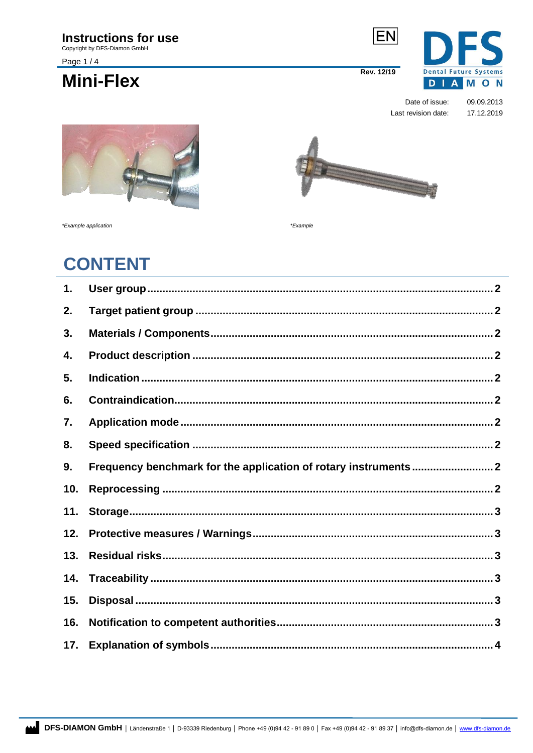# Instructions for use

Copyright by DFS-Diamon GmbH

# Mini-Flex

EN

Rev. 12/19

| Date of issue: | 09.09.2013 |
| --- | --- |
| Last revision date: | 17.12.2019 |

*Example application

*Example

## CONTENT

| | | |
| --- | --- | --- |
| 1. | User group | 2 |
| 2. | Target patient group | 2 |
| 3. | Materials / Components | 2 |
| 4. | Product description | 2 |
| 5. | Indication | 2 |
| 6. | Contraindication | 2 |
| 7. | Application mode | 2 |
| 8. | Speed specification | 2 |
| 9. | Frequency benchmark for the application of rotary instruments | 2 |
| 10. | Reprocessing | 2 |
| 11. | Storage | 3 |
| 12. | Protective measures / Warnings | 3 |
| 13. | Residual risks | 3 |
| 14. | Traceability | 3 |
| 15. | Disposal | 3 |
| 16. | Notification to competent authorities | 3 |
| 17. | Explanation of symbols | 4 |

**DFS-DIAMON GmbH** | Ländenstraße 1 | D-93339 Riedenburg | Phone +49 (0)94 42 - 91 89 0 | Fax +49 (0)94 42 - 91 89 37 | info@dfs-diamon.de | www.dfs-diamon.de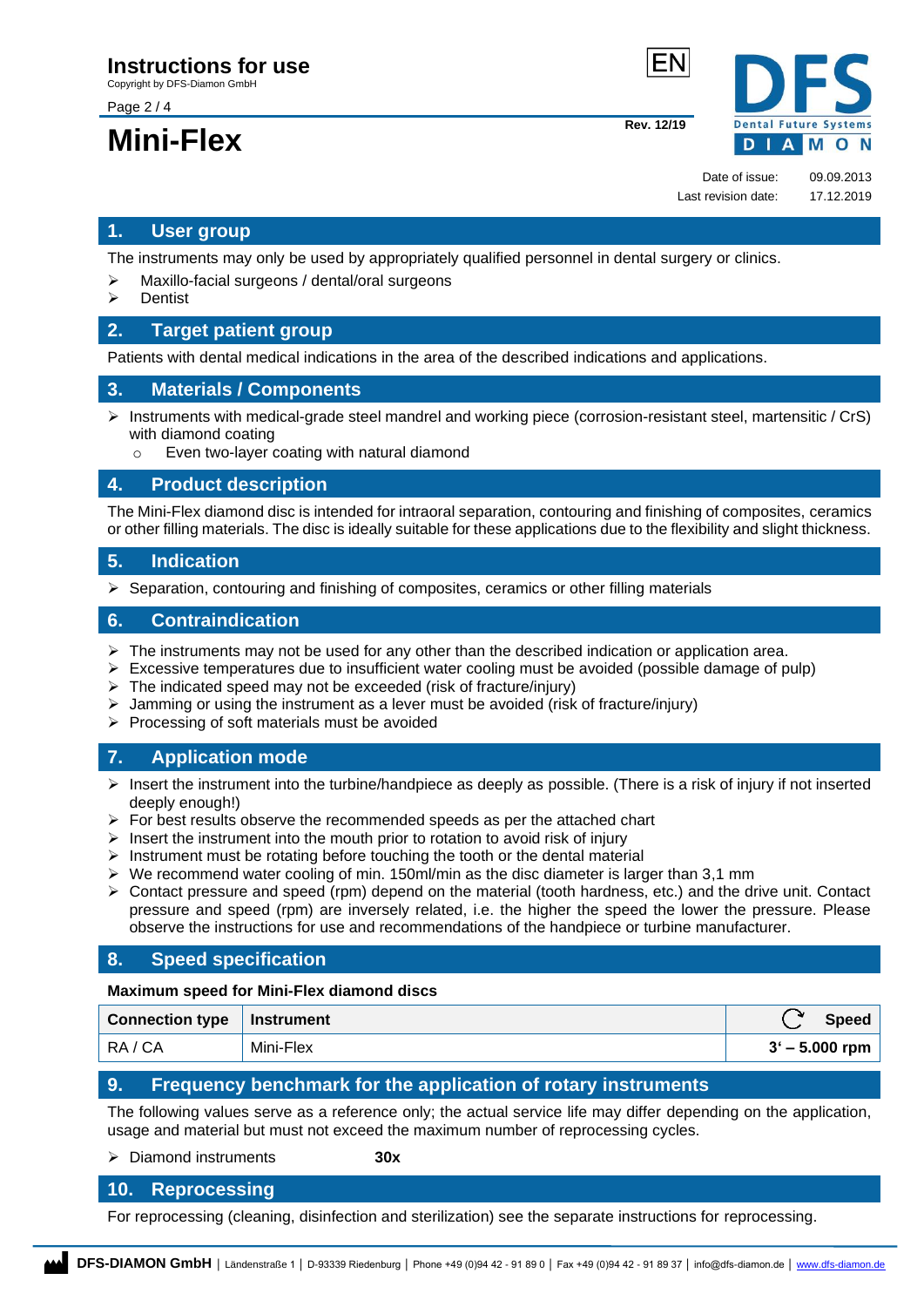# Instructions for use

Copyright by DFS-Diamon GmbH

# Mini-Flex

EN

Rev. 12/19

Date of issue: 09.09.2013
Last revision date: 17.12.2019

## 1. User group

The instruments may only be used by appropriately qualified personnel in dental surgery or clinics.

- Maxillo-facial surgeons / dental/oral surgeons
- Dentist

## 2. Target patient group

Patients with dental medical indications in the area of the described indications and applications.

## 3. Materials / Components

- Instruments with medical-grade steel mandrel and working piece (corrosion-resistant steel, martensitic / CrS) with diamond coating
  - Even two-layer coating with natural diamond

## 4. Product description

The Mini-Flex diamond disc is intended for intraoral separation, contouring and finishing of composites, ceramics or other filling materials. The disc is ideally suitable for these applications due to the flexibility and slight thickness.

## 5. Indication

- Separation, contouring and finishing of composites, ceramics or other filling materials

## 6. Contraindication

- The instruments may not be used for any other than the described indication or application area.
- Excessive temperatures due to insufficient water cooling must be avoided (possible damage of pulp)
- The indicated speed may not be exceeded (risk of fracture/injury)
- Jamming or using the instrument as a lever must be avoided (risk of fracture/injury)
- Processing of soft materials must be avoided

## 7. Application mode

- Insert the instrument into the turbine/handpiece as deeply as possible. (There is a risk of injury if not inserted deeply enough!)
- For best results observe the recommended speeds as per the attached chart
- Insert the instrument into the mouth prior to rotation to avoid risk of injury
- Instrument must be rotating before touching the tooth or the dental material
- We recommend water cooling of min. 150ml/min as the disc diameter is larger than 3,1 mm
- Contact pressure and speed (rpm) depend on the material (tooth hardness, etc.) and the drive unit. Contact pressure and speed (rpm) are inversely related, i.e. the higher the speed the lower the pressure. Please observe the instructions for use and recommendations of the handpiece or turbine manufacturer.

## 8. Speed specification

**Maximum speed for Mini-Flex diamond discs**

| Connection type | Instrument | Speed |
|---|---|---|
| RA / CA | Mini-Flex | **3' – 5.000 rpm** |

## 9. Frequency benchmark for the application of rotary instruments

The following values serve as a reference only; the actual service life may differ depending on the application, usage and material but must not exceed the maximum number of reprocessing cycles.

- Diamond instruments **30x**

## 10. Reprocessing

For reprocessing (cleaning, disinfection and sterilization) see the separate instructions for reprocessing.

**DFS-DIAMON GmbH** | Ländenstraße 1 | D-93339 Riedenburg | Phone +49 (0)94 42 - 91 89 0 | Fax +49 (0)94 42 - 91 89 37 | info@dfs-diamon.de | www.dfs-diamon.de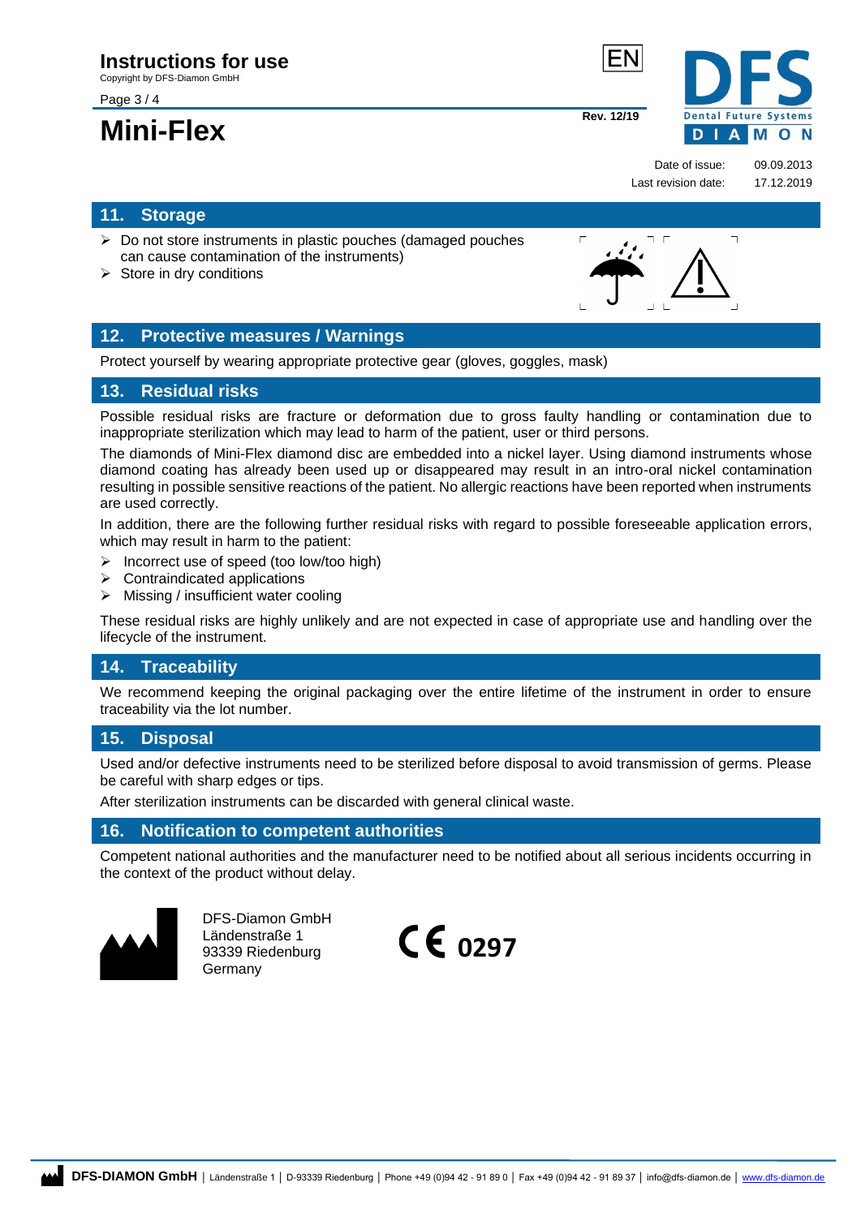## 11. Storage

- Do not store instruments in plastic pouches (damaged pouches can cause contamination of the instruments)
- Store in dry conditions

## 12. Protective measures / Warnings

Protect yourself by wearing appropriate protective gear (gloves, goggles, mask)

## 13. Residual risks

Possible residual risks are fracture or deformation due to gross faulty handling or contamination due to inappropriate sterilization which may lead to harm of the patient, user or third persons.

The diamonds of Mini-Flex diamond disc are embedded into a nickel layer. Using diamond instruments whose diamond coating has already been used up or disappeared may result in an intro-oral nickel contamination resulting in possible sensitive reactions of the patient. No allergic reactions have been reported when instruments are used correctly.

In addition, there are the following further residual risks with regard to possible foreseeable application errors, which may result in harm to the patient:

- Incorrect use of speed (too low/too high)
- Contraindicated applications
- Missing / insufficient water cooling

These residual risks are highly unlikely and are not expected in case of appropriate use and handling over the lifecycle of the instrument.

## 14. Traceability

We recommend keeping the original packaging over the entire lifetime of the instrument in order to ensure traceability via the lot number.

## 15. Disposal

Used and/or defective instruments need to be sterilized before disposal to avoid transmission of germs. Please be careful with sharp edges or tips.

After sterilization instruments can be discarded with general clinical waste.

## 16. Notification to competent authorities

Competent national authorities and the manufacturer need to be notified about all serious incidents occurring in the context of the product without delay.

DFS-Diamon GmbH
Ländenstraße 1
93339 Riedenburg
Germany

CE 0297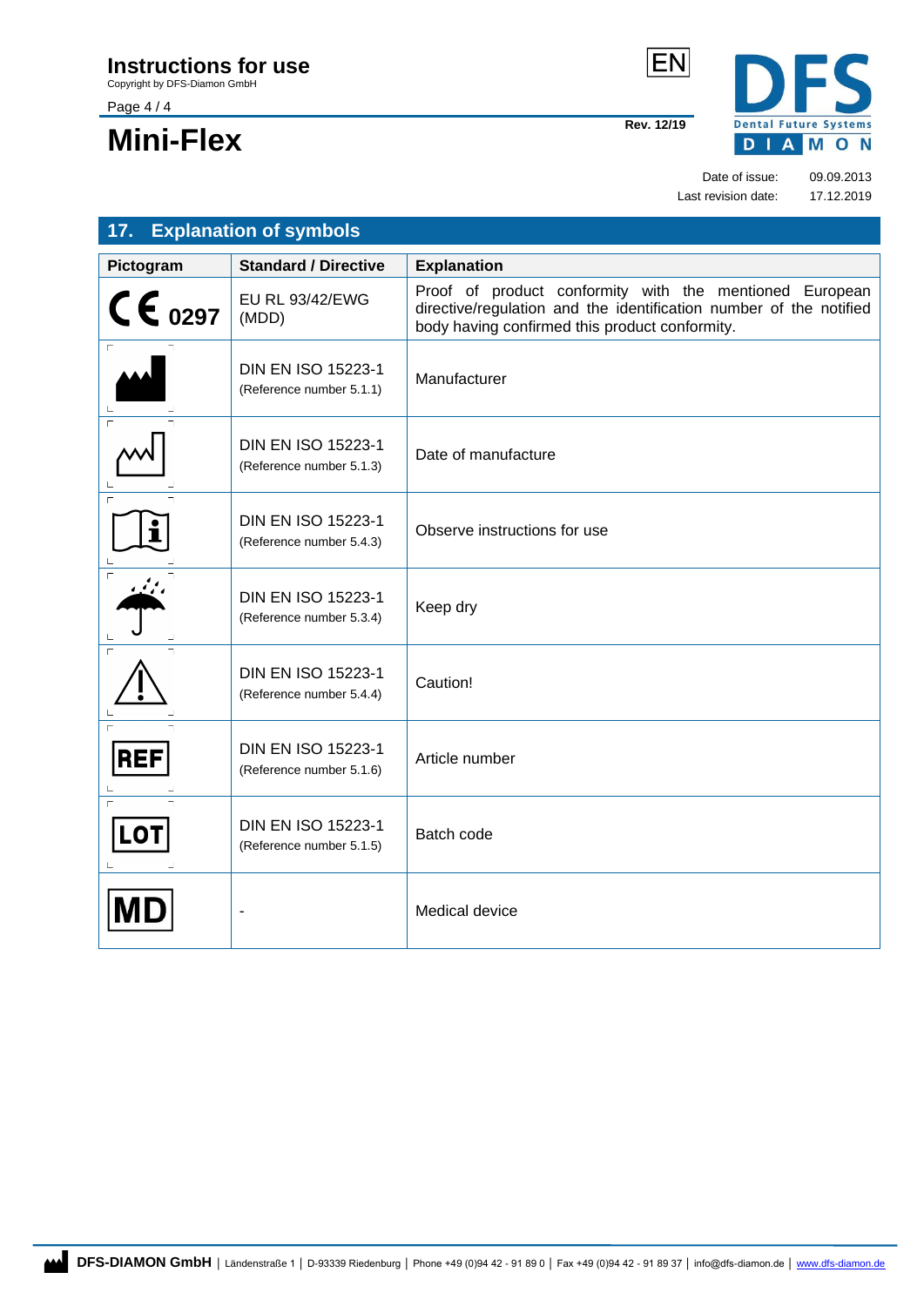## 17. Explanation of symbols

| Pictogram | Standard / Directive | Explanation |
|---|---|---|
| CE 0297 | EU RL 93/42/EWG (MDD) | Proof of product conformity with the mentioned European directive/regulation and the identification number of the notified body having confirmed this product conformity. |
| | DIN EN ISO 15223-1 (Reference number 5.1.1) | Manufacturer |
| | DIN EN ISO 15223-1 (Reference number 5.1.3) | Date of manufacture |
| | DIN EN ISO 15223-1 (Reference number 5.4.3) | Observe instructions for use |
| | DIN EN ISO 15223-1 (Reference number 5.3.4) | Keep dry |
| | DIN EN ISO 15223-1 (Reference number 5.4.4) | Caution! |
| REF | DIN EN ISO 15223-1 (Reference number 5.1.6) | Article number |
| LOT | DIN EN ISO 15223-1 (Reference number 5.1.5) | Batch code |
| MD | - | Medical device |